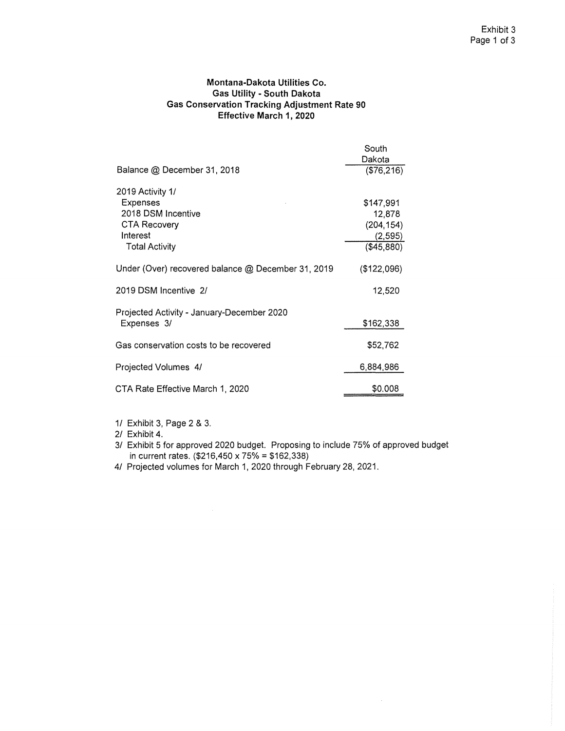Exhibit 3

**Montana-Dakota Utilities Co.**
**Gas Utility - South Dakota**
**Gas Conservation Tracking Adjustment Rate 90**
**Effective March 1, 2020**

| | South Dakota |
|---|---|
| Balance @ December 31, 2018 | ($76,216) |
| | |
| 2019 Activity 1/ | |
| Expenses | $147,991 |
| 2018 DSM Incentive | 12,878 |
| CTA Recovery | (204,154) |
| Interest | (2,595) |
| Total Activity | ($45,880) |
| | |
| Under (Over) recovered balance @ December 31, 2019 | ($122,096) |
| | |
| 2019 DSM Incentive 2/ | 12,520 |
| | |
| Projected Activity - January-December 2020 | |
| Expenses 3/ | $162,338 |
| | |
| Gas conservation costs to be recovered | $52,762 |
| | |
| Projected Volumes 4/ | 6,884,986 |
| | |
| CTA Rate Effective March 1, 2020 | $0.008 |

1/ Exhibit 3, Page 2 & 3.

2/ Exhibit 4.

3/ Exhibit 5 for approved 2020 budget. Proposing to include 75% of approved budget in current rates. ($216,450 x 75% = $162,338)

4/ Projected volumes for March 1, 2020 through February 28, 2021.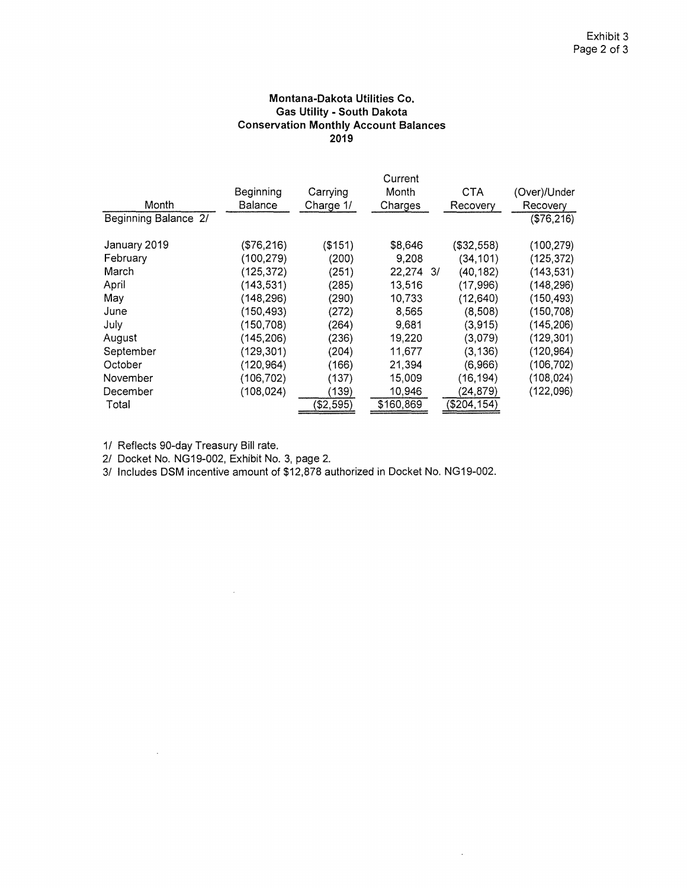Exhibit 3
Page 2 of 3

**Montana-Dakota Utilities Co.**
**Gas Utility - South Dakota**
**Conservation Monthly Account Balances**
**2019**

| Month | Beginning Balance | Carrying Charge 1/ | Current Month Charges | CTA Recovery | (Over)/Under Recovery |
|---|---|---|---|---|---|
| Beginning Balance 2/ | | | | | ($76,216) |
| January 2019 | ($76,216) | ($151) | $8,646 | ($32,558) | (100,279) |
| February | (100,279) | (200) | 9,208 | (34,101) | (125,372) |
| March | (125,372) | (251) | 22,274 3/ | (40,182) | (143,531) |
| April | (143,531) | (285) | 13,516 | (17,996) | (148,296) |
| May | (148,296) | (290) | 10,733 | (12,640) | (150,493) |
| June | (150,493) | (272) | 8,565 | (8,508) | (150,708) |
| July | (150,708) | (264) | 9,681 | (3,915) | (145,206) |
| August | (145,206) | (236) | 19,220 | (3,079) | (129,301) |
| September | (129,301) | (204) | 11,677 | (3,136) | (120,964) |
| October | (120,964) | (166) | 21,394 | (6,966) | (106,702) |
| November | (106,702) | (137) | 15,009 | (16,194) | (108,024) |
| December | (108,024) | (139) | 10,946 | (24,879) | (122,096) |
| Total | | ($2,595) | $160,869 | ($204,154) | |

1/ Reflects 90-day Treasury Bill rate.
2/ Docket No. NG19-002, Exhibit No. 3, page 2.
3/ Includes DSM incentive amount of $12,878 authorized in Docket No. NG19-002.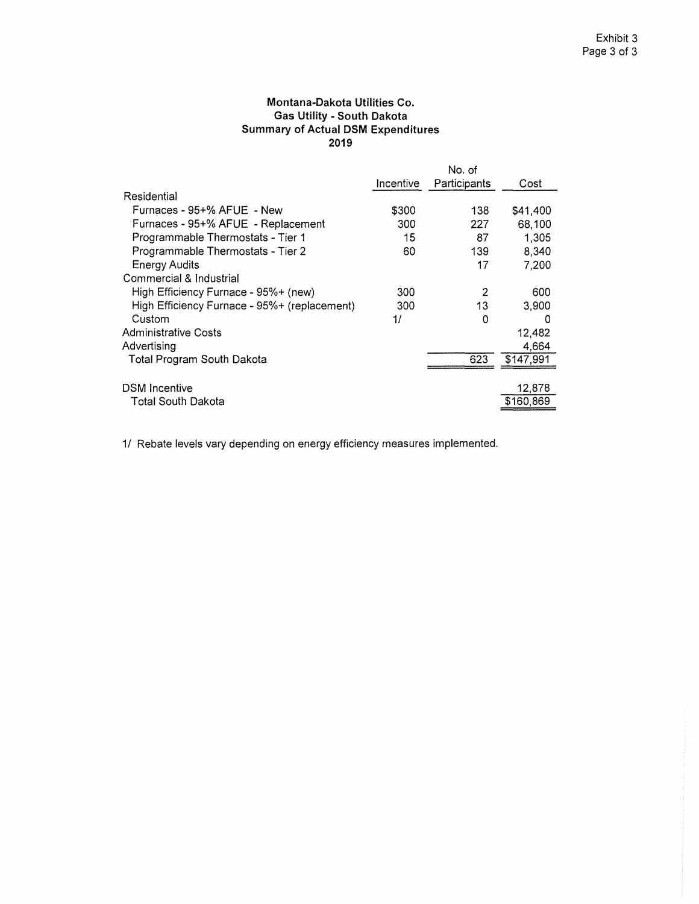Exhibit 3

**Montana-Dakota Utilities Co.**
**Gas Utility - South Dakota**
**Summary of Actual DSM Expenditures**
**2019**

| | Incentive | No. of Participants | Cost |
|---|---|---|---|
| Residential | | | |
| Furnaces - 95+% AFUE - New | $300 | 138 | $41,400 |
| Furnaces - 95+% AFUE - Replacement | 300 | 227 | 68,100 |
| Programmable Thermostats - Tier 1 | 15 | 87 | 1,305 |
| Programmable Thermostats - Tier 2 | 60 | 139 | 8,340 |
| Energy Audits | | 17 | 7,200 |
| Commercial & Industrial | | | |
| High Efficiency Furnace - 95%+ (new) | 300 | 2 | 600 |
| High Efficiency Furnace - 95%+ (replacement) | 300 | 13 | 3,900 |
| Custom | 1/ | 0 | 0 |
| Administrative Costs | | | 12,482 |
| Advertising | | | 4,664 |
| Total Program South Dakota | | 623 | $147,991 |
| | | | |
| DSM Incentive | | | 12,878 |
| Total South Dakota | | | $160,869 |

1/ Rebate levels vary depending on energy efficiency measures implemented.